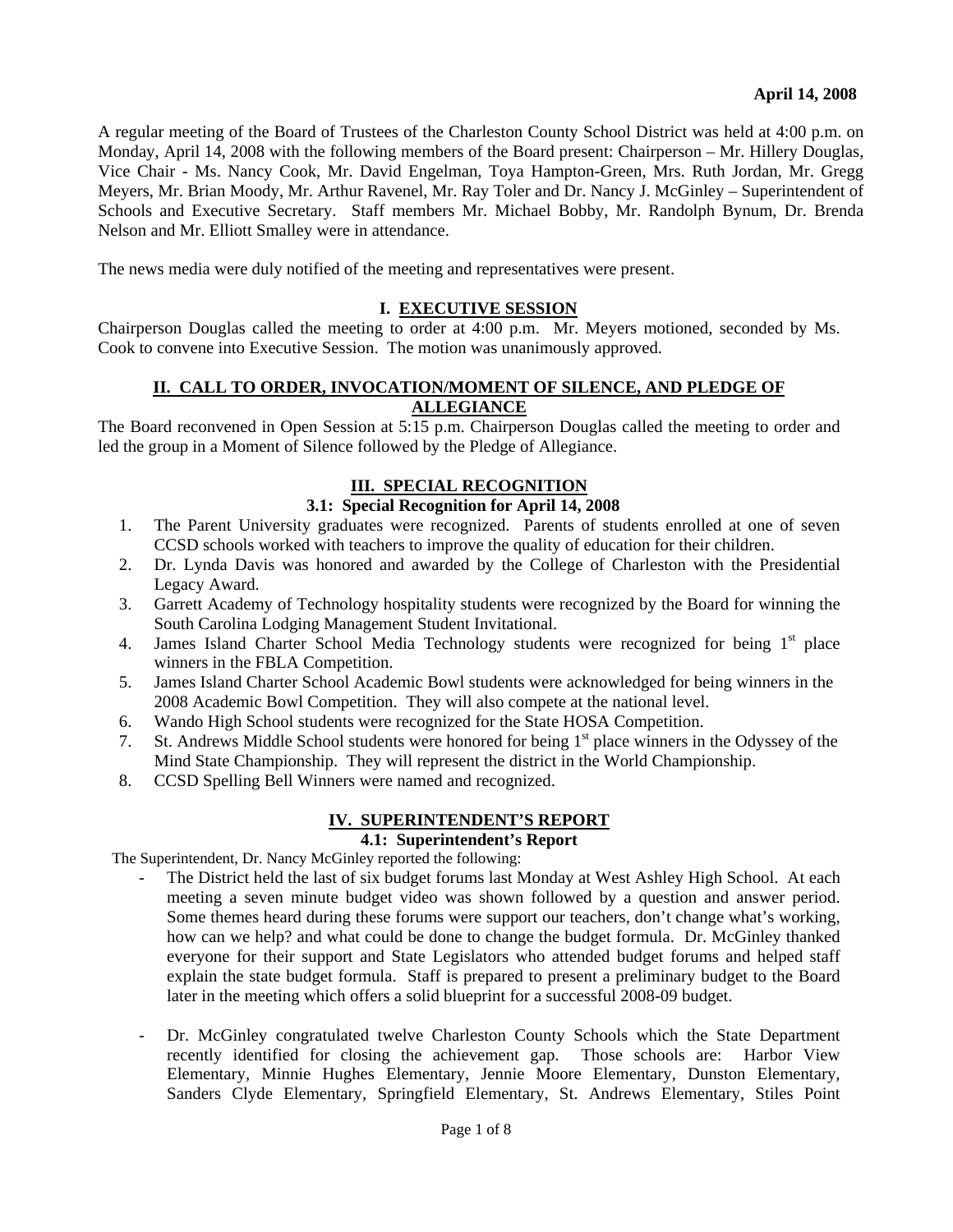**April 14, 2008**

A regular meeting of the Board of Trustees of the Charleston County School District was held at 4:00 p.m. on Monday, April 14, 2008 with the following members of the Board present: Chairperson – Mr. Hillery Douglas, Vice Chair - Ms. Nancy Cook, Mr. David Engelman, Toya Hampton-Green, Mrs. Ruth Jordan, Mr. Gregg Meyers, Mr. Brian Moody, Mr. Arthur Ravenel, Mr. Ray Toler and Dr. Nancy J. McGinley – Superintendent of Schools and Executive Secretary. Staff members Mr. Michael Bobby, Mr. Randolph Bynum, Dr. Brenda Nelson and Mr. Elliott Smalley were in attendance.

The news media were duly notified of the meeting and representatives were present.

## I. EXECUTIVE SESSION

Chairperson Douglas called the meeting to order at 4:00 p.m. Mr. Meyers motioned, seconded by Ms. Cook to convene into Executive Session. The motion was unanimously approved.

## II. CALL TO ORDER, INVOCATION/MOMENT OF SILENCE, AND PLEDGE OF ALLEGIANCE

The Board reconvened in Open Session at 5:15 p.m. Chairperson Douglas called the meeting to order and led the group in a Moment of Silence followed by the Pledge of Allegiance.

## III. SPECIAL RECOGNITION

### 3.1: Special Recognition for April 14, 2008

1. The Parent University graduates were recognized. Parents of students enrolled at one of seven CCSD schools worked with teachers to improve the quality of education for their children.
2. Dr. Lynda Davis was honored and awarded by the College of Charleston with the Presidential Legacy Award.
3. Garrett Academy of Technology hospitality students were recognized by the Board for winning the South Carolina Lodging Management Student Invitational.
4. James Island Charter School Media Technology students were recognized for being 1st place winners in the FBLA Competition.
5. James Island Charter School Academic Bowl students were acknowledged for being winners in the 2008 Academic Bowl Competition. They will also compete at the national level.
6. Wando High School students were recognized for the State HOSA Competition.
7. St. Andrews Middle School students were honored for being 1st place winners in the Odyssey of the Mind State Championship. They will represent the district in the World Championship.
8. CCSD Spelling Bell Winners were named and recognized.

## IV. SUPERINTENDENT'S REPORT

### 4.1: Superintendent's Report

The Superintendent, Dr. Nancy McGinley reported the following:

- The District held the last of six budget forums last Monday at West Ashley High School. At each meeting a seven minute budget video was shown followed by a question and answer period. Some themes heard during these forums were support our teachers, don't change what's working, how can we help? and what could be done to change the budget formula. Dr. McGinley thanked everyone for their support and State Legislators who attended budget forums and helped staff explain the state budget formula. Staff is prepared to present a preliminary budget to the Board later in the meeting which offers a solid blueprint for a successful 2008-09 budget.

- Dr. McGinley congratulated twelve Charleston County Schools which the State Department recently identified for closing the achievement gap. Those schools are: Harbor View Elementary, Minnie Hughes Elementary, Jennie Moore Elementary, Dunston Elementary, Sanders Clyde Elementary, Springfield Elementary, St. Andrews Elementary, Stiles Point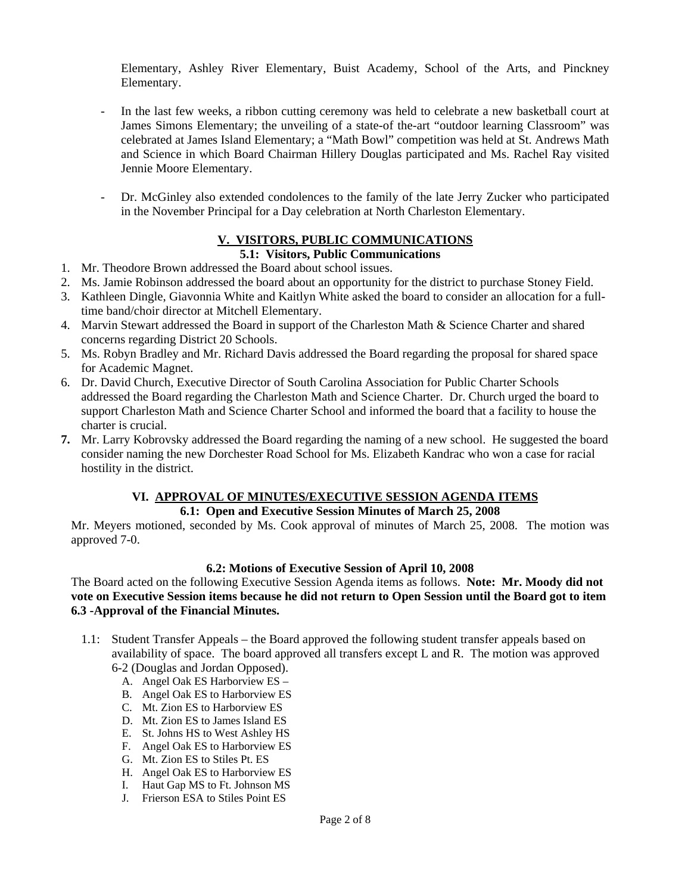Elementary, Ashley River Elementary, Buist Academy, School of the Arts, and Pinckney Elementary.

- In the last few weeks, a ribbon cutting ceremony was held to celebrate a new basketball court at James Simons Elementary; the unveiling of a state-of the-art "outdoor learning Classroom" was celebrated at James Island Elementary; a "Math Bowl" competition was held at St. Andrews Math and Science in which Board Chairman Hillery Douglas participated and Ms. Rachel Ray visited Jennie Moore Elementary.

- Dr. McGinley also extended condolences to the family of the late Jerry Zucker who participated in the November Principal for a Day celebration at North Charleston Elementary.

## V. VISITORS, PUBLIC COMMUNICATIONS

### 5.1: Visitors, Public Communications

1. Mr. Theodore Brown addressed the Board about school issues.
2. Ms. Jamie Robinson addressed the board about an opportunity for the district to purchase Stoney Field.
3. Kathleen Dingle, Giavonnia White and Kaitlyn White asked the board to consider an allocation for a full-time band/choir director at Mitchell Elementary.
4. Marvin Stewart addressed the Board in support of the Charleston Math & Science Charter and shared concerns regarding District 20 Schools.
5. Ms. Robyn Bradley and Mr. Richard Davis addressed the Board regarding the proposal for shared space for Academic Magnet.
6. Dr. David Church, Executive Director of South Carolina Association for Public Charter Schools addressed the Board regarding the Charleston Math and Science Charter. Dr. Church urged the board to support Charleston Math and Science Charter School and informed the board that a facility to house the charter is crucial.
7. Mr. Larry Kobrovsky addressed the Board regarding the naming of a new school. He suggested the board consider naming the new Dorchester Road School for Ms. Elizabeth Kandrac who won a case for racial hostility in the district.

## VI. APPROVAL OF MINUTES/EXECUTIVE SESSION AGENDA ITEMS

### 6.1: Open and Executive Session Minutes of March 25, 2008

Mr. Meyers motioned, seconded by Ms. Cook approval of minutes of March 25, 2008. The motion was approved 7-0.

### 6.2: Motions of Executive Session of April 10, 2008

The Board acted on the following Executive Session Agenda items as follows. **Note: Mr. Moody did not vote on Executive Session items because he did not return to Open Session until the Board got to item 6.3 -Approval of the Financial Minutes.**

1.1: Student Transfer Appeals – the Board approved the following student transfer appeals based on availability of space. The board approved all transfers except L and R. The motion was approved 6-2 (Douglas and Jordan Opposed).

A. Angel Oak ES Harborview ES –
B. Angel Oak ES to Harborview ES
C. Mt. Zion ES to Harborview ES
D. Mt. Zion ES to James Island ES
E. St. Johns HS to West Ashley HS
F. Angel Oak ES to Harborview ES
G. Mt. Zion ES to Stiles Pt. ES
H. Angel Oak ES to Harborview ES
I. Haut Gap MS to Ft. Johnson MS
J. Frierson ESA to Stiles Point ES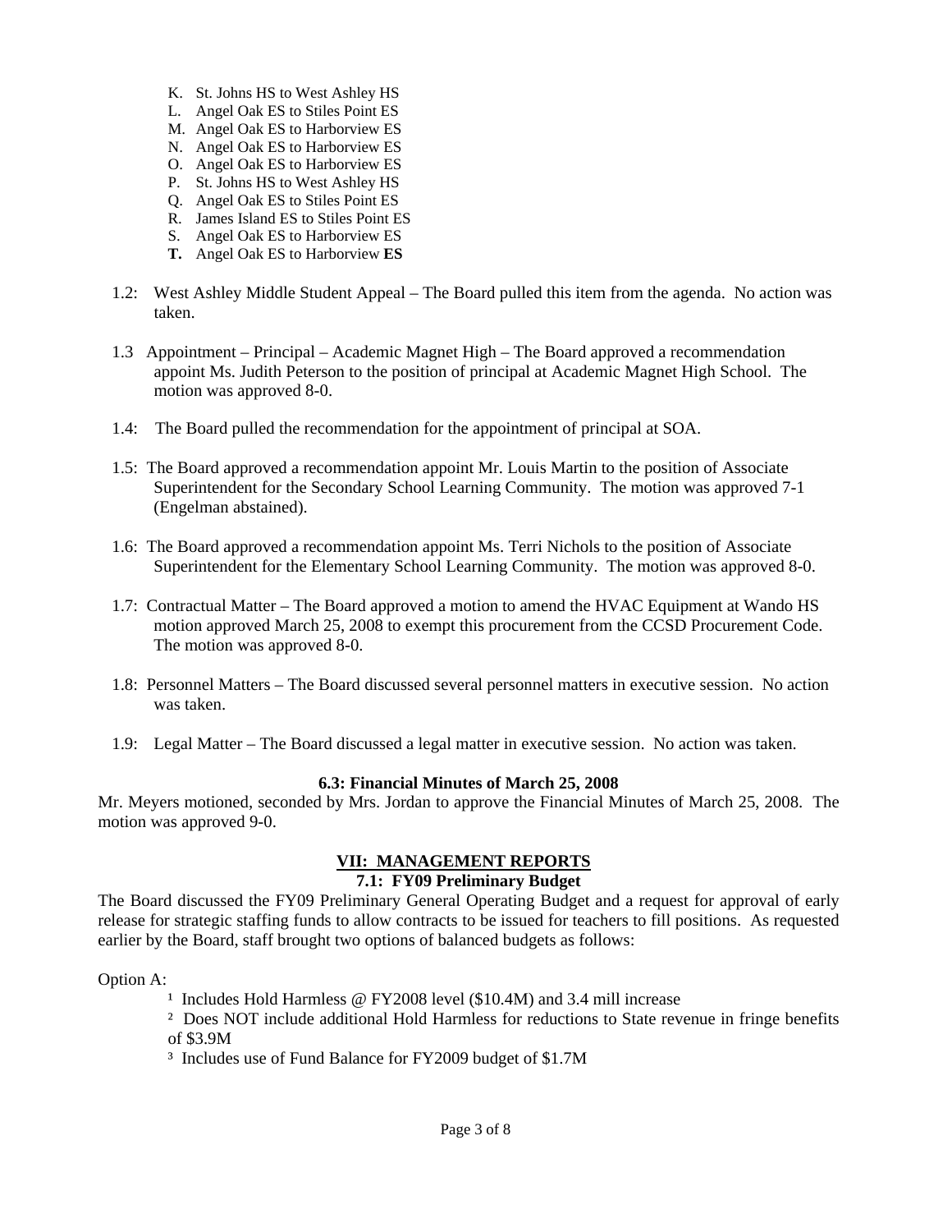K. St. Johns HS to West Ashley HS
L. Angel Oak ES to Stiles Point ES
M. Angel Oak ES to Harborview ES
N. Angel Oak ES to Harborview ES
O. Angel Oak ES to Harborview ES
P. St. Johns HS to West Ashley HS
Q. Angel Oak ES to Stiles Point ES
R. James Island ES to Stiles Point ES
S. Angel Oak ES to Harborview ES
**T.** Angel Oak ES to Harborview **ES**

1.2: West Ashley Middle Student Appeal – The Board pulled this item from the agenda. No action was taken.

1.3 Appointment – Principal – Academic Magnet High – The Board approved a recommendation appoint Ms. Judith Peterson to the position of principal at Academic Magnet High School. The motion was approved 8-0.

1.4: The Board pulled the recommendation for the appointment of principal at SOA.

1.5: The Board approved a recommendation appoint Mr. Louis Martin to the position of Associate Superintendent for the Secondary School Learning Community. The motion was approved 7-1 (Engelman abstained).

1.6: The Board approved a recommendation appoint Ms. Terri Nichols to the position of Associate Superintendent for the Elementary School Learning Community. The motion was approved 8-0.

1.7: Contractual Matter – The Board approved a motion to amend the HVAC Equipment at Wando HS motion approved March 25, 2008 to exempt this procurement from the CCSD Procurement Code. The motion was approved 8-0.

1.8: Personnel Matters – The Board discussed several personnel matters in executive session. No action was taken.

1.9: Legal Matter – The Board discussed a legal matter in executive session. No action was taken.

**6.3: Financial Minutes of March 25, 2008**

Mr. Meyers motioned, seconded by Mrs. Jordan to approve the Financial Minutes of March 25, 2008. The motion was approved 9-0.

## VII: MANAGEMENT REPORTS

**7.1: FY09 Preliminary Budget**

The Board discussed the FY09 Preliminary General Operating Budget and a request for approval of early release for strategic staffing funds to allow contracts to be issued for teachers to fill positions. As requested earlier by the Board, staff brought two options of balanced budgets as follows:

Option A:

[1] Includes Hold Harmless @ FY2008 level ($10.4M) and 3.4 mill increase

[2] Does NOT include additional Hold Harmless for reductions to State revenue in fringe benefits of $3.9M

[3] Includes use of Fund Balance for FY2009 budget of $1.7M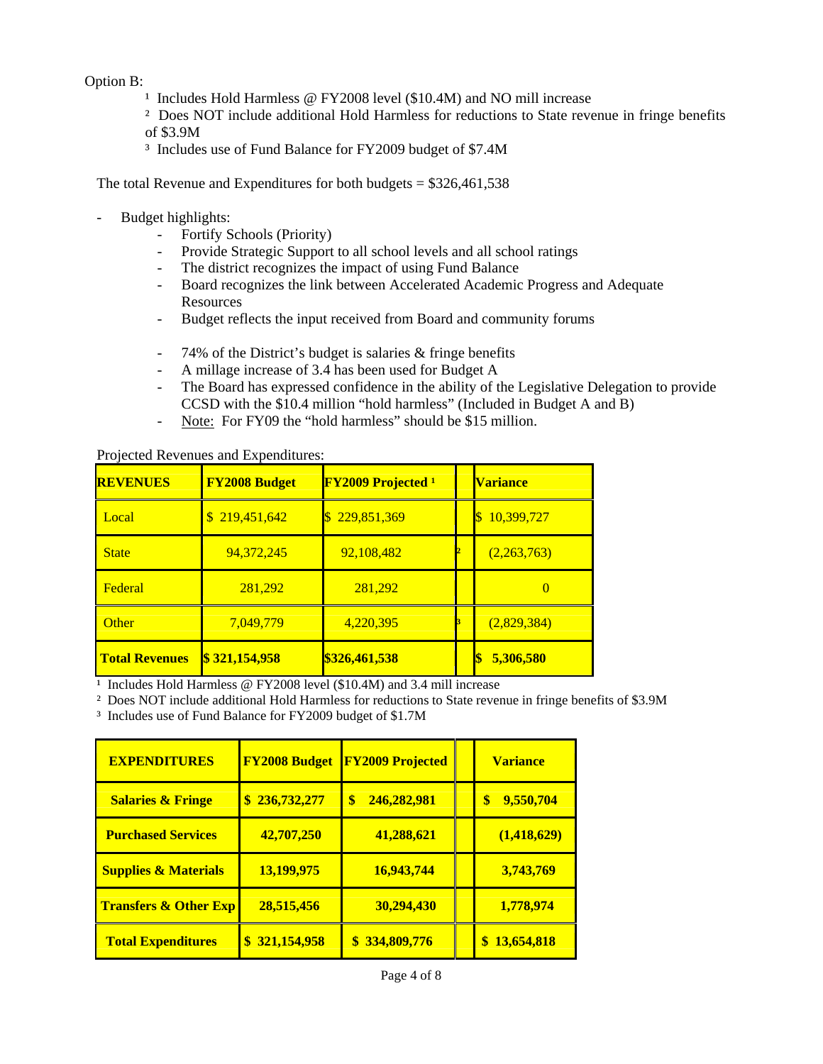Option B:

[1] Includes Hold Harmless @ FY2008 level ($10.4M) and NO mill increase

[2] Does NOT include additional Hold Harmless for reductions to State revenue in fringe benefits of $3.9M

[3] Includes use of Fund Balance for FY2009 budget of $7.4M

The total Revenue and Expenditures for both budgets = $326,461,538

- Budget highlights:
  - Fortify Schools (Priority)
  - Provide Strategic Support to all school levels and all school ratings
  - The district recognizes the impact of using Fund Balance
  - Board recognizes the link between Accelerated Academic Progress and Adequate Resources
  - Budget reflects the input received from Board and community forums
  - 74% of the District's budget is salaries & fringe benefits
  - A millage increase of 3.4 has been used for Budget A
  - The Board has expressed confidence in the ability of the Legislative Delegation to provide CCSD with the $10.4 million "hold harmless" (Included in Budget A and B)
  - Note: For FY09 the "hold harmless" should be $15 million.

Projected Revenues and Expenditures:

| **REVENUES** | **FY2008 Budget** | **FY2009 Projected [1]** | | **Variance** |
|---|---|---|---|---|
| Local | $ 219,451,642 | $ 229,851,369 | | $ 10,399,727 |
| State | 94,372,245 | 92,108,482 | [2] | (2,263,763) |
| Federal | 281,292 | 281,292 | | 0 |
| Other | 7,049,779 | 4,220,395 | [3] | (2,829,384) |
| **Total Revenues** | **$ 321,154,958** | **$326,461,538** | | **$ 5,306,580** |

[1] Includes Hold Harmless @ FY2008 level ($10.4M) and 3.4 mill increase

[2] Does NOT include additional Hold Harmless for reductions to State revenue in fringe benefits of $3.9M

[3] Includes use of Fund Balance for FY2009 budget of $1.7M

| **EXPENDITURES** | **FY2008 Budget** | **FY2009 Projected** | | **Variance** |
|---|---|---|---|---|
| **Salaries & Fringe** | **$ 236,732,277** | **$ 246,282,981** | | **$ 9,550,704** |
| **Purchased Services** | **42,707,250** | **41,288,621** | | **(1,418,629)** |
| **Supplies & Materials** | **13,199,975** | **16,943,744** | | **3,743,769** |
| **Transfers & Other Exp** | **28,515,456** | **30,294,430** | | **1,778,974** |
| **Total Expenditures** | **$ 321,154,958** | **$ 334,809,776** | | **$ 13,654,818** |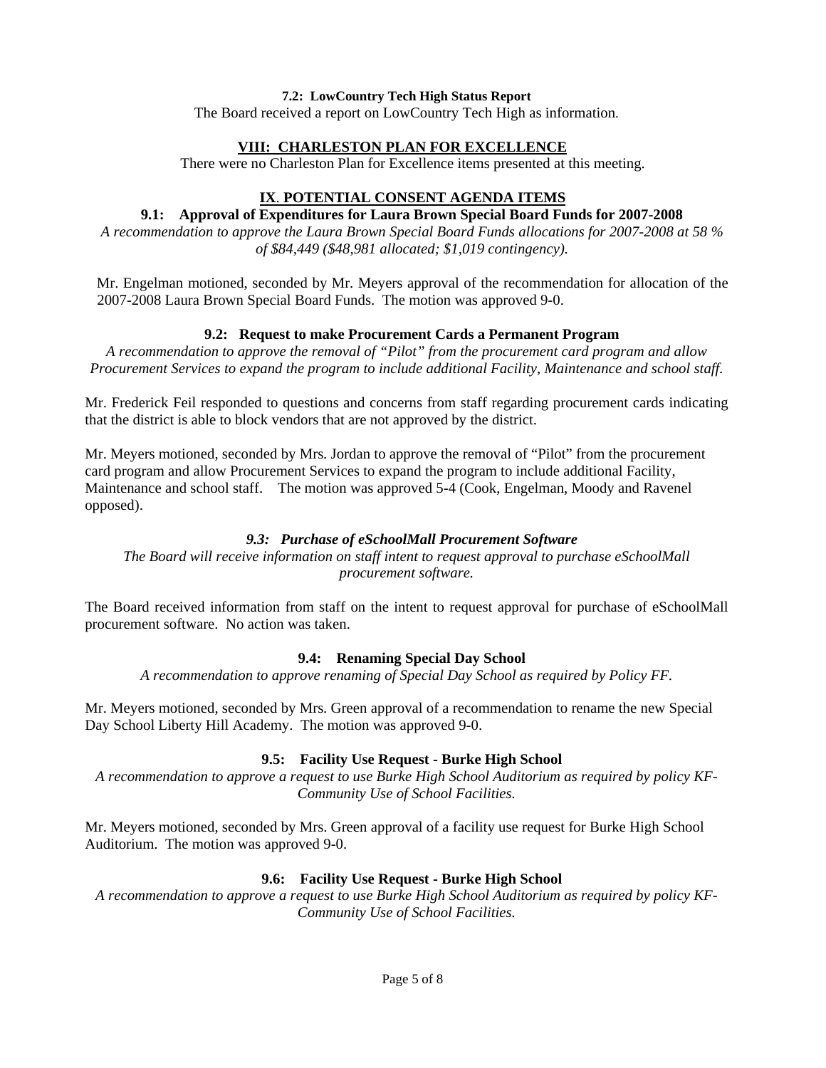**7.2: LowCountry Tech High Status Report**

The Board received a report on LowCountry Tech High as information.

## VIII: CHARLESTON PLAN FOR EXCELLENCE

There were no Charleston Plan for Excellence items presented at this meeting.

## IX. POTENTIAL CONSENT AGENDA ITEMS

**9.1: Approval of Expenditures for Laura Brown Special Board Funds for 2007-2008**

*A recommendation to approve the Laura Brown Special Board Funds allocations for 2007-2008 at 58 % of $84,449 ($48,981 allocated; $1,019 contingency).*

Mr. Engelman motioned, seconded by Mr. Meyers approval of the recommendation for allocation of the 2007-2008 Laura Brown Special Board Funds. The motion was approved 9-0.

**9.2: Request to make Procurement Cards a Permanent Program**

*A recommendation to approve the removal of "Pilot" from the procurement card program and allow Procurement Services to expand the program to include additional Facility, Maintenance and school staff.*

Mr. Frederick Feil responded to questions and concerns from staff regarding procurement cards indicating that the district is able to block vendors that are not approved by the district.

Mr. Meyers motioned, seconded by Mrs. Jordan to approve the removal of "Pilot" from the procurement card program and allow Procurement Services to expand the program to include additional Facility, Maintenance and school staff. The motion was approved 5-4 (Cook, Engelman, Moody and Ravenel opposed).

***9.3: Purchase of eSchoolMall Procurement Software***

*The Board will receive information on staff intent to request approval to purchase eSchoolMall procurement software.*

The Board received information from staff on the intent to request approval for purchase of eSchoolMall procurement software. No action was taken.

**9.4: Renaming Special Day School**

*A recommendation to approve renaming of Special Day School as required by Policy FF.*

Mr. Meyers motioned, seconded by Mrs. Green approval of a recommendation to rename the new Special Day School Liberty Hill Academy. The motion was approved 9-0.

**9.5: Facility Use Request - Burke High School**

*A recommendation to approve a request to use Burke High School Auditorium as required by policy KF-Community Use of School Facilities.*

Mr. Meyers motioned, seconded by Mrs. Green approval of a facility use request for Burke High School Auditorium. The motion was approved 9-0.

**9.6: Facility Use Request - Burke High School**

*A recommendation to approve a request to use Burke High School Auditorium as required by policy KF-Community Use of School Facilities.*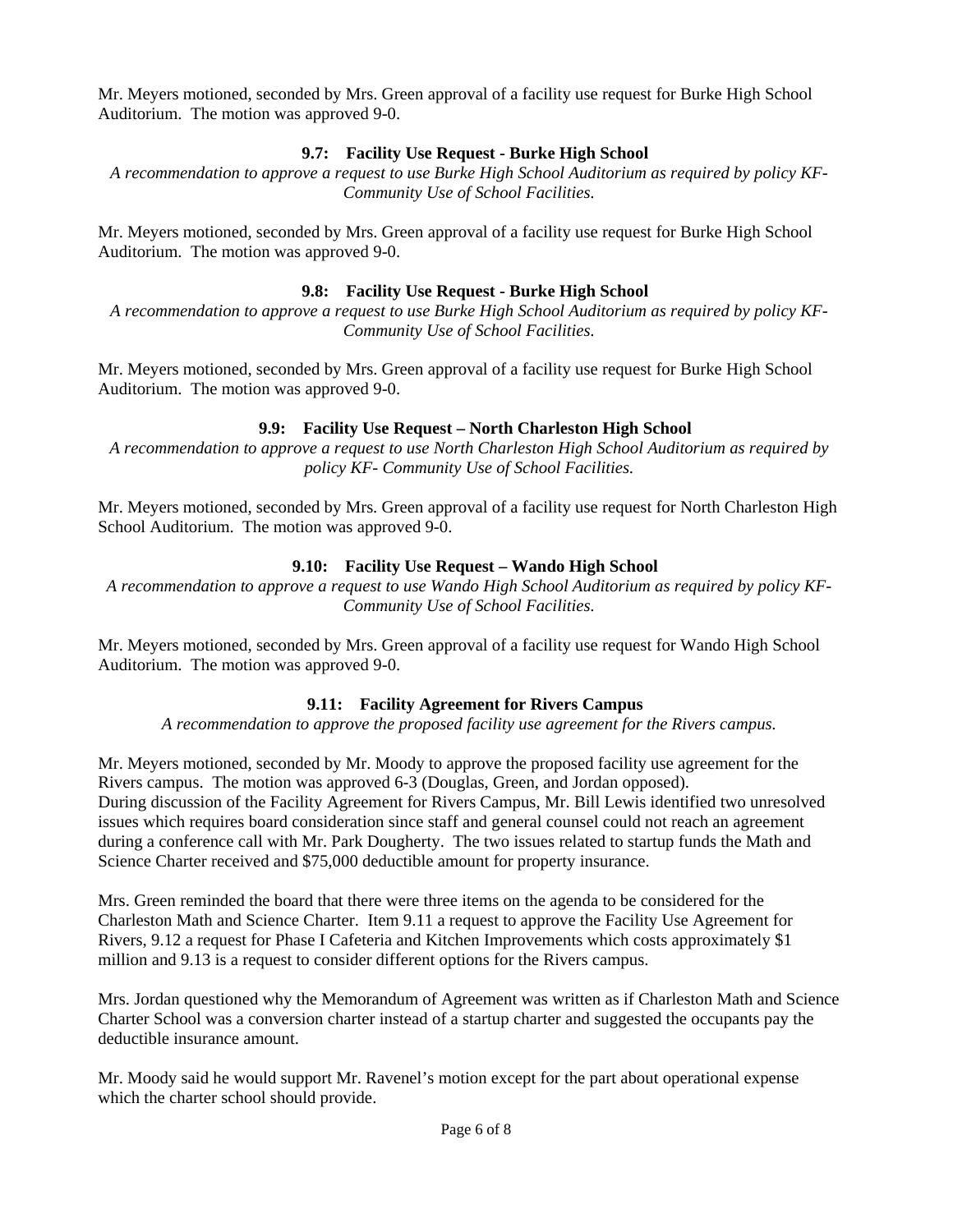Mr. Meyers motioned, seconded by Mrs. Green approval of a facility use request for Burke High School Auditorium. The motion was approved 9-0.

### 9.7: Facility Use Request - Burke High School

*A recommendation to approve a request to use Burke High School Auditorium as required by policy KF- Community Use of School Facilities.*

Mr. Meyers motioned, seconded by Mrs. Green approval of a facility use request for Burke High School Auditorium. The motion was approved 9-0.

### 9.8: Facility Use Request - Burke High School

*A recommendation to approve a request to use Burke High School Auditorium as required by policy KF- Community Use of School Facilities.*

Mr. Meyers motioned, seconded by Mrs. Green approval of a facility use request for Burke High School Auditorium. The motion was approved 9-0.

### 9.9: Facility Use Request – North Charleston High School

*A recommendation to approve a request to use North Charleston High School Auditorium as required by policy KF- Community Use of School Facilities.*

Mr. Meyers motioned, seconded by Mrs. Green approval of a facility use request for North Charleston High School Auditorium. The motion was approved 9-0.

### 9.10: Facility Use Request – Wando High School

*A recommendation to approve a request to use Wando High School Auditorium as required by policy KF- Community Use of School Facilities.*

Mr. Meyers motioned, seconded by Mrs. Green approval of a facility use request for Wando High School Auditorium. The motion was approved 9-0.

### 9.11: Facility Agreement for Rivers Campus

*A recommendation to approve the proposed facility use agreement for the Rivers campus.*

Mr. Meyers motioned, seconded by Mr. Moody to approve the proposed facility use agreement for the Rivers campus. The motion was approved 6-3 (Douglas, Green, and Jordan opposed).
During discussion of the Facility Agreement for Rivers Campus, Mr. Bill Lewis identified two unresolved issues which requires board consideration since staff and general counsel could not reach an agreement during a conference call with Mr. Park Dougherty. The two issues related to startup funds the Math and Science Charter received and $75,000 deductible amount for property insurance.

Mrs. Green reminded the board that there were three items on the agenda to be considered for the Charleston Math and Science Charter. Item 9.11 a request to approve the Facility Use Agreement for Rivers, 9.12 a request for Phase I Cafeteria and Kitchen Improvements which costs approximately $1 million and 9.13 is a request to consider different options for the Rivers campus.

Mrs. Jordan questioned why the Memorandum of Agreement was written as if Charleston Math and Science Charter School was a conversion charter instead of a startup charter and suggested the occupants pay the deductible insurance amount.

Mr. Moody said he would support Mr. Ravenel's motion except for the part about operational expense which the charter school should provide.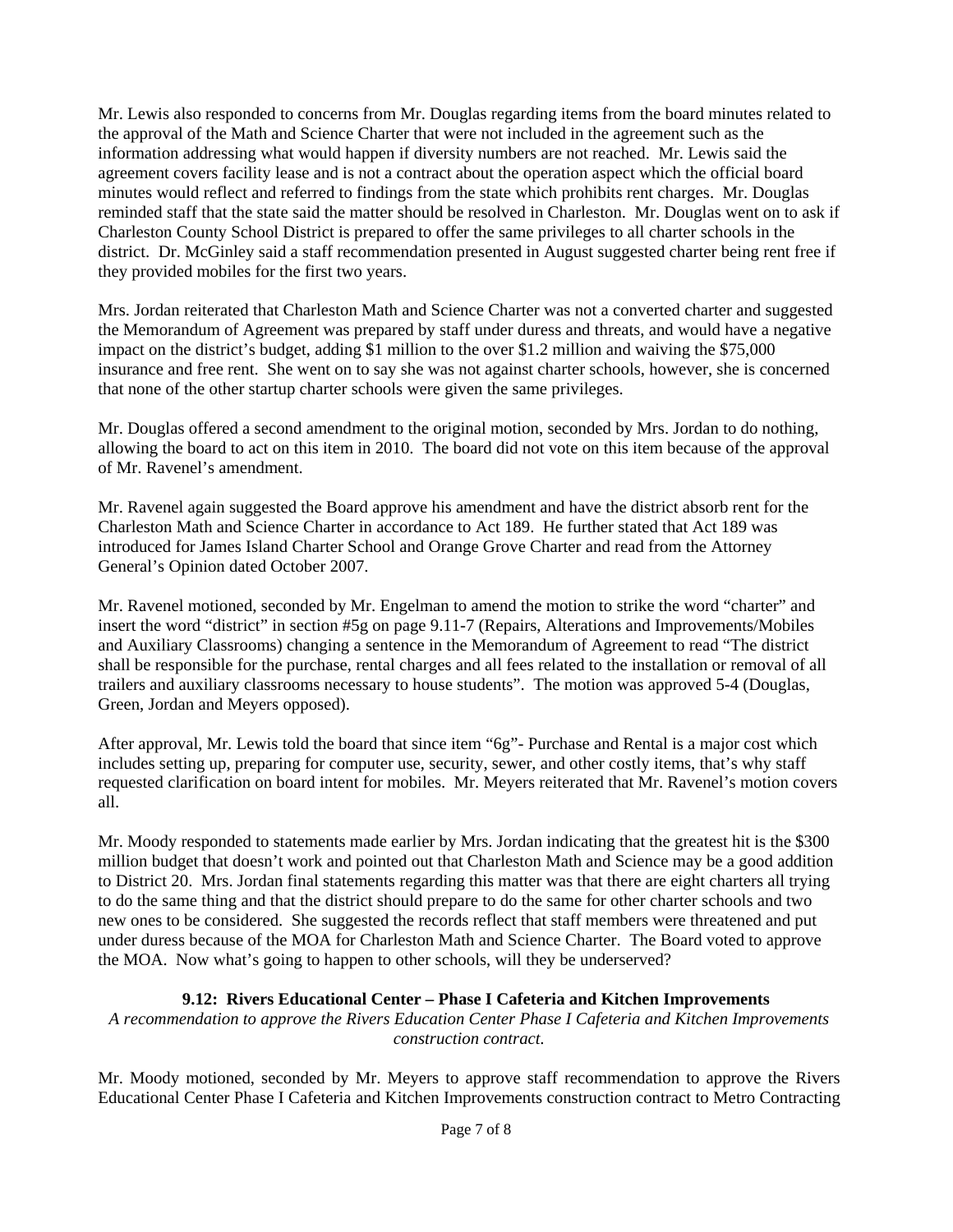Mr. Lewis also responded to concerns from Mr. Douglas regarding items from the board minutes related to the approval of the Math and Science Charter that were not included in the agreement such as the information addressing what would happen if diversity numbers are not reached. Mr. Lewis said the agreement covers facility lease and is not a contract about the operation aspect which the official board minutes would reflect and referred to findings from the state which prohibits rent charges. Mr. Douglas reminded staff that the state said the matter should be resolved in Charleston. Mr. Douglas went on to ask if Charleston County School District is prepared to offer the same privileges to all charter schools in the district. Dr. McGinley said a staff recommendation presented in August suggested charter being rent free if they provided mobiles for the first two years.

Mrs. Jordan reiterated that Charleston Math and Science Charter was not a converted charter and suggested the Memorandum of Agreement was prepared by staff under duress and threats, and would have a negative impact on the district's budget, adding $1 million to the over $1.2 million and waiving the $75,000 insurance and free rent. She went on to say she was not against charter schools, however, she is concerned that none of the other startup charter schools were given the same privileges.

Mr. Douglas offered a second amendment to the original motion, seconded by Mrs. Jordan to do nothing, allowing the board to act on this item in 2010. The board did not vote on this item because of the approval of Mr. Ravenel's amendment.

Mr. Ravenel again suggested the Board approve his amendment and have the district absorb rent for the Charleston Math and Science Charter in accordance to Act 189. He further stated that Act 189 was introduced for James Island Charter School and Orange Grove Charter and read from the Attorney General's Opinion dated October 2007.

Mr. Ravenel motioned, seconded by Mr. Engelman to amend the motion to strike the word "charter" and insert the word "district" in section #5g on page 9.11-7 (Repairs, Alterations and Improvements/Mobiles and Auxiliary Classrooms) changing a sentence in the Memorandum of Agreement to read "The district shall be responsible for the purchase, rental charges and all fees related to the installation or removal of all trailers and auxiliary classrooms necessary to house students". The motion was approved 5-4 (Douglas, Green, Jordan and Meyers opposed).

After approval, Mr. Lewis told the board that since item "6g"- Purchase and Rental is a major cost which includes setting up, preparing for computer use, security, sewer, and other costly items, that's why staff requested clarification on board intent for mobiles. Mr. Meyers reiterated that Mr. Ravenel's motion covers all.

Mr. Moody responded to statements made earlier by Mrs. Jordan indicating that the greatest hit is the $300 million budget that doesn't work and pointed out that Charleston Math and Science may be a good addition to District 20. Mrs. Jordan final statements regarding this matter was that there are eight charters all trying to do the same thing and that the district should prepare to do the same for other charter schools and two new ones to be considered. She suggested the records reflect that staff members were threatened and put under duress because of the MOA for Charleston Math and Science Charter. The Board voted to approve the MOA. Now what's going to happen to other schools, will they be underserved?

### 9.12: Rivers Educational Center – Phase I Cafeteria and Kitchen Improvements

*A recommendation to approve the Rivers Education Center Phase I Cafeteria and Kitchen Improvements construction contract.*

Mr. Moody motioned, seconded by Mr. Meyers to approve staff recommendation to approve the Rivers Educational Center Phase I Cafeteria and Kitchen Improvements construction contract to Metro Contracting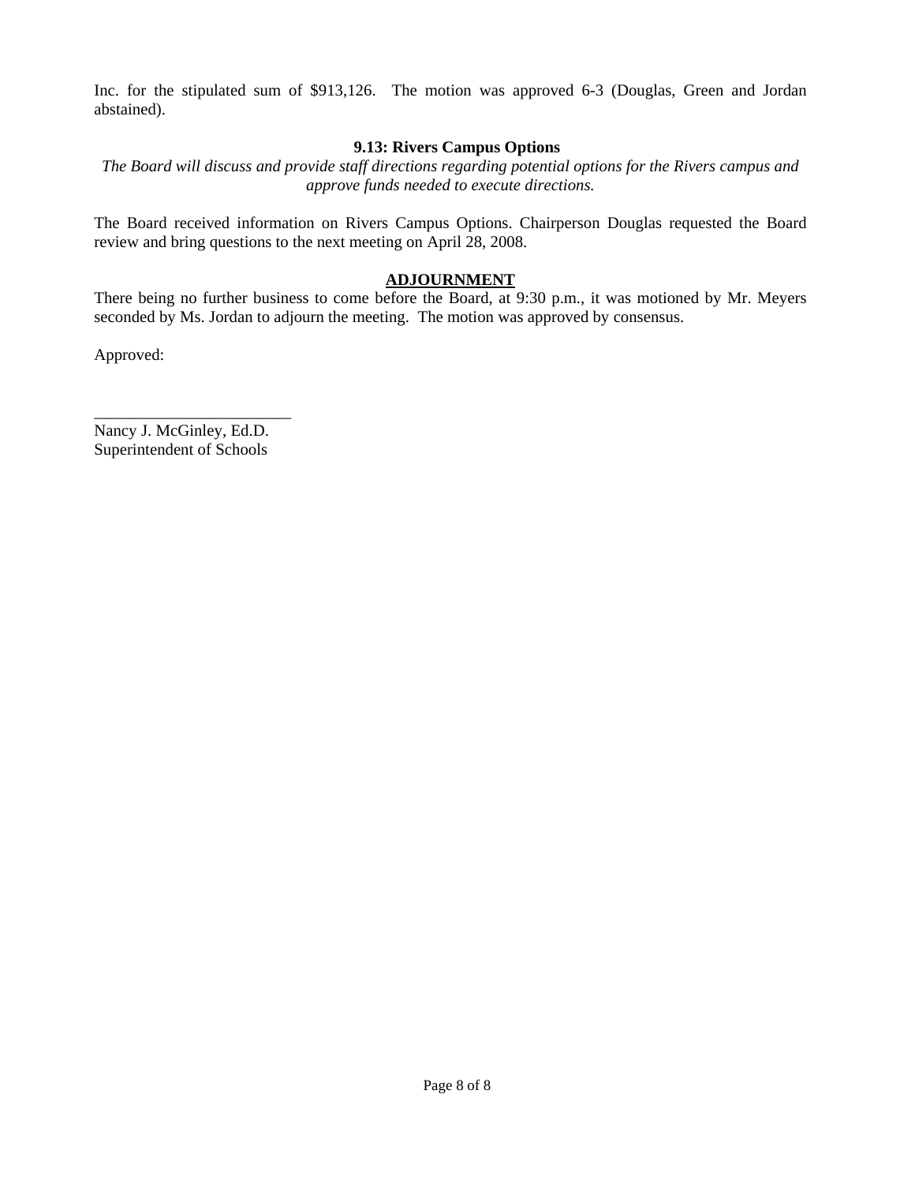Inc. for the stipulated sum of $913,126. The motion was approved 6-3 (Douglas, Green and Jordan abstained).

### 9.13: Rivers Campus Options

*The Board will discuss and provide staff directions regarding potential options for the Rivers campus and approve funds needed to execute directions.*

The Board received information on Rivers Campus Options. Chairperson Douglas requested the Board review and bring questions to the next meeting on April 28, 2008.

## ADJOURNMENT

There being no further business to come before the Board, at 9:30 p.m., it was motioned by Mr. Meyers seconded by Ms. Jordan to adjourn the meeting. The motion was approved by consensus.

Approved:

________________________

Nancy J. McGinley, Ed.D.
Superintendent of Schools